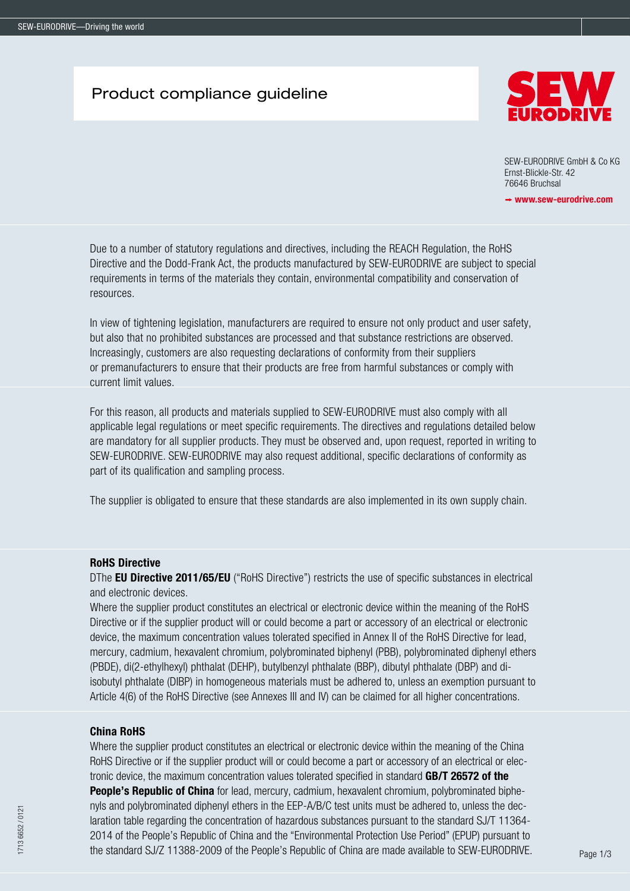# Product compliance guideline

SEW-EURODRIVE GmbH & Co KG
Ernst-Blickle-Str. 42
76646 Bruchsal

➞ www.sew-eurodrive.com

Due to a number of statutory regulations and directives, including the REACH Regulation, the RoHS Directive and the Dodd-Frank Act, the products manufactured by SEW-EURODRIVE are subject to special requirements in terms of the materials they contain, environmental compatibility and conservation of resources.

In view of tightening legislation, manufacturers are required to ensure not only product and user safety, but also that no prohibited substances are processed and that substance restrictions are observed. Increasingly, customers are also requesting declarations of conformity from their suppliers or premanufacturers to ensure that their products are free from harmful substances or comply with current limit values.

For this reason, all products and materials supplied to SEW-EURODRIVE must also comply with all applicable legal regulations or meet specific requirements. The directives and regulations detailed below are mandatory for all supplier products. They must be observed and, upon request, reported in writing to SEW-EURODRIVE. SEW-EURODRIVE may also request additional, specific declarations of conformity as part of its qualification and sampling process.

The supplier is obligated to ensure that these standards are also implemented in its own supply chain.

### RoHS Directive

DThe **EU Directive 2011/65/EU** ("RoHS Directive") restricts the use of specific substances in electrical and electronic devices.

Where the supplier product constitutes an electrical or electronic device within the meaning of the RoHS Directive or if the supplier product will or could become a part or accessory of an electrical or electronic device, the maximum concentration values tolerated specified in Annex II of the RoHS Directive for lead, mercury, cadmium, hexavalent chromium, polybrominated biphenyl (PBB), polybrominated diphenyl ethers (PBDE), di(2-ethylhexyl) phthalat (DEHP), butylbenzyl phthalate (BBP), dibutyl phthalate (DBP) and di-isobutyl phthalate (DIBP) in homogeneous materials must be adhered to, unless an exemption pursuant to Article 4(6) of the RoHS Directive (see Annexes III and IV) can be claimed for all higher concentrations.

### China RoHS

Where the supplier product constitutes an electrical or electronic device within the meaning of the China RoHS Directive or if the supplier product will or could become a part or accessory of an electrical or electronic device, the maximum concentration values tolerated specified in standard **GB/T 26572 of the People's Republic of China** for lead, mercury, cadmium, hexavalent chromium, polybrominated biphenyls and polybrominated diphenyl ethers in the EEP-A/B/C test units must be adhered to, unless the declaration table regarding the concentration of hazardous substances pursuant to the standard SJ/T 11364-2014 of the People's Republic of China and the "Environmental Protection Use Period" (EPUP) pursuant to the standard SJ/Z 11388-2009 of the People's Republic of China are made available to SEW-EURODRIVE.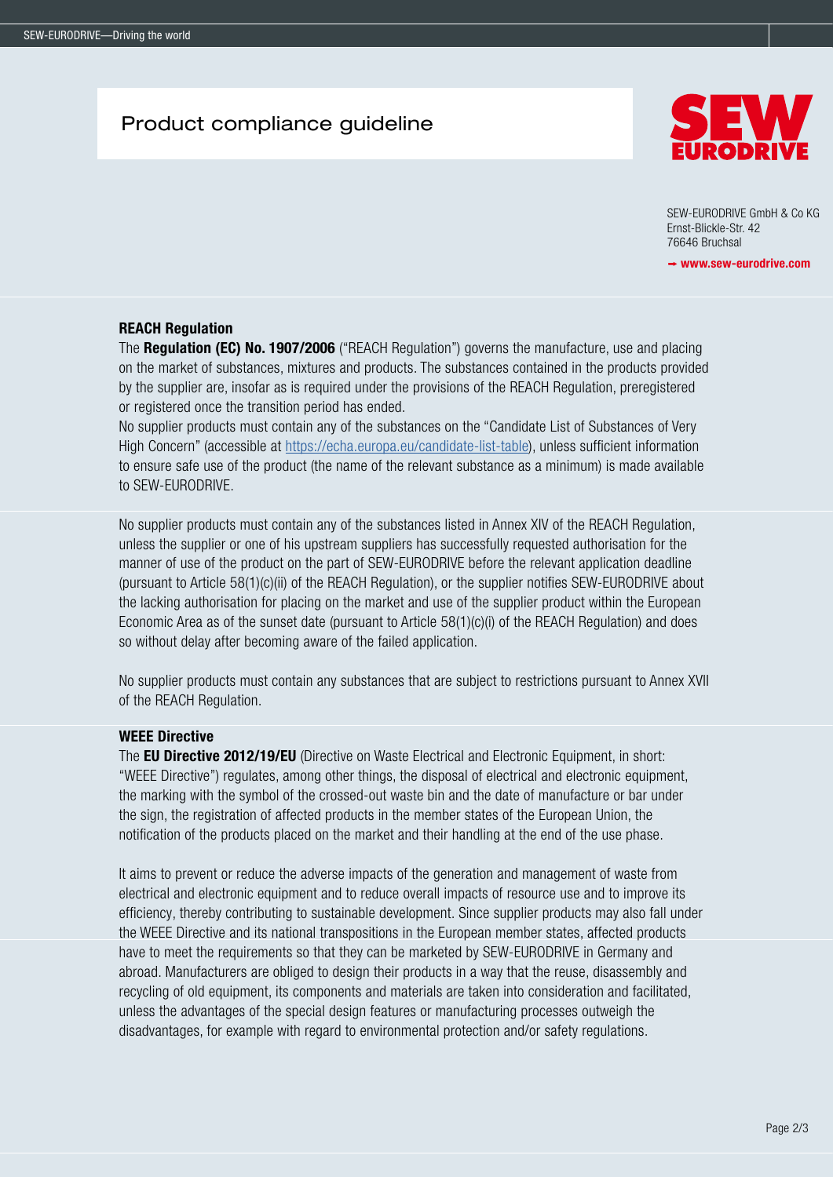## Product compliance guideline

SEW-EURODRIVE GmbH & Co KG
Ernst-Blickle-Str. 42
76646 Bruchsal

→ www.sew-eurodrive.com

### REACH Regulation

The **Regulation (EC) No. 1907/2006** ("REACH Regulation") governs the manufacture, use and placing on the market of substances, mixtures and products. The substances contained in the products provided by the supplier are, insofar as is required under the provisions of the REACH Regulation, preregistered or registered once the transition period has ended.

No supplier products must contain any of the substances on the "Candidate List of Substances of Very High Concern" (accessible at https://echa.europa.eu/candidate-list-table), unless sufficient information to ensure safe use of the product (the name of the relevant substance as a minimum) is made available to SEW-EURODRIVE.

No supplier products must contain any of the substances listed in Annex XIV of the REACH Regulation, unless the supplier or one of his upstream suppliers has successfully requested authorisation for the manner of use of the product on the part of SEW-EURODRIVE before the relevant application deadline (pursuant to Article 58(1)(c)(ii) of the REACH Regulation), or the supplier notifies SEW-EURODRIVE about the lacking authorisation for placing on the market and use of the supplier product within the European Economic Area as of the sunset date (pursuant to Article 58(1)(c)(i) of the REACH Regulation) and does so without delay after becoming aware of the failed application.

No supplier products must contain any substances that are subject to restrictions pursuant to Annex XVII of the REACH Regulation.

### WEEE Directive

The **EU Directive 2012/19/EU** (Directive on Waste Electrical and Electronic Equipment, in short: "WEEE Directive") regulates, among other things, the disposal of electrical and electronic equipment, the marking with the symbol of the crossed-out waste bin and the date of manufacture or bar under the sign, the registration of affected products in the member states of the European Union, the notification of the products placed on the market and their handling at the end of the use phase.

It aims to prevent or reduce the adverse impacts of the generation and management of waste from electrical and electronic equipment and to reduce overall impacts of resource use and to improve its efficiency, thereby contributing to sustainable development. Since supplier products may also fall under the WEEE Directive and its national transpositions in the European member states, affected products have to meet the requirements so that they can be marketed by SEW-EURODRIVE in Germany and abroad. Manufacturers are obliged to design their products in a way that the reuse, disassembly and recycling of old equipment, its components and materials are taken into consideration and facilitated, unless the advantages of the special design features or manufacturing processes outweigh the disadvantages, for example with regard to environmental protection and/or safety regulations.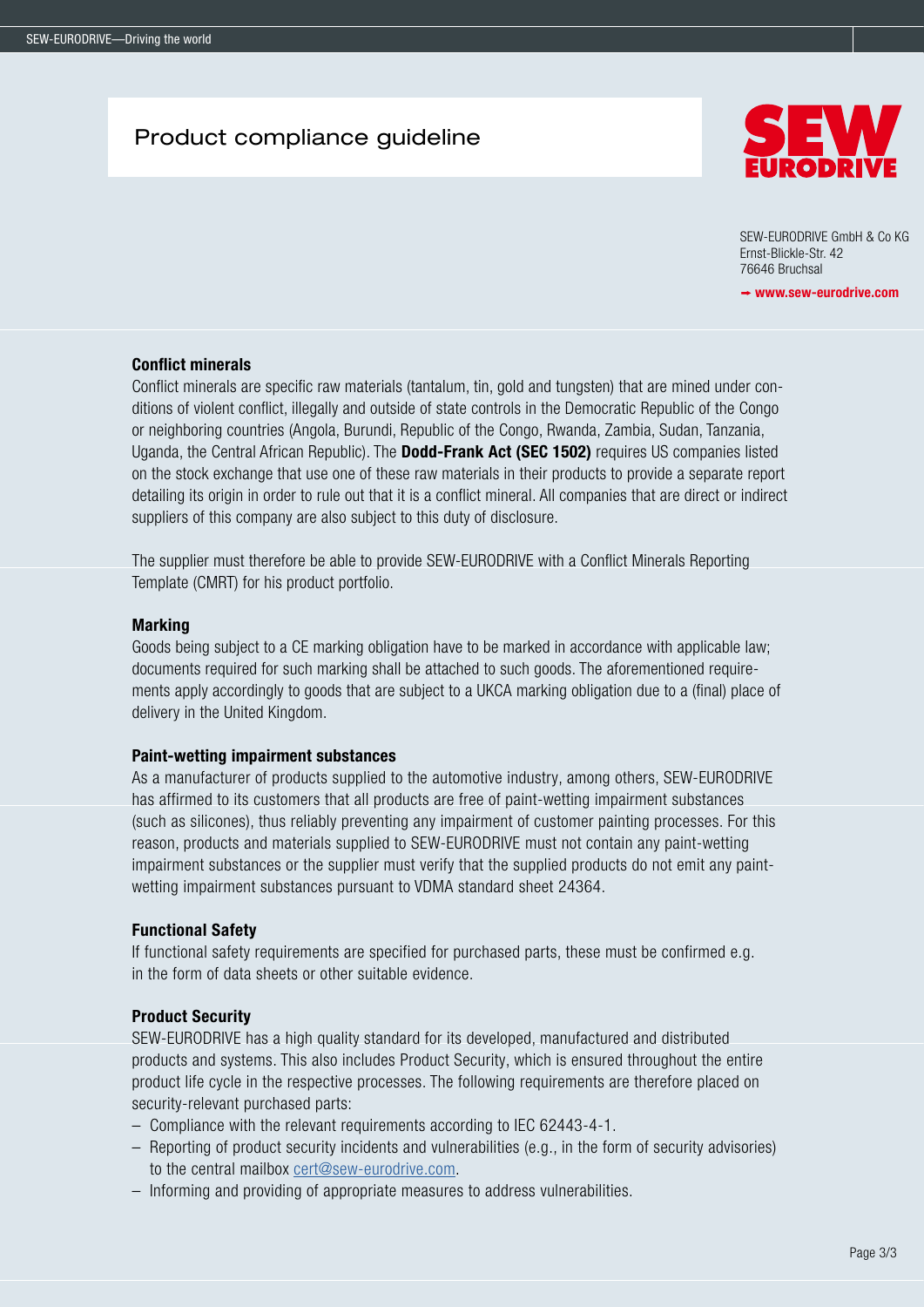# Product compliance guideline

SEW-EURODRIVE GmbH & Co KG
Ernst-Blickle-Str. 42
76646 Bruchsal

→ www.sew-eurodrive.com

### Conflict minerals

Conflict minerals are specific raw materials (tantalum, tin, gold and tungsten) that are mined under conditions of violent conflict, illegally and outside of state controls in the Democratic Republic of the Congo or neighboring countries (Angola, Burundi, Republic of the Congo, Rwanda, Zambia, Sudan, Tanzania, Uganda, the Central African Republic). The **Dodd-Frank Act (SEC 1502)** requires US companies listed on the stock exchange that use one of these raw materials in their products to provide a separate report detailing its origin in order to rule out that it is a conflict mineral. All companies that are direct or indirect suppliers of this company are also subject to this duty of disclosure.

The supplier must therefore be able to provide SEW-EURODRIVE with a Conflict Minerals Reporting Template (CMRT) for his product portfolio.

### Marking

Goods being subject to a CE marking obligation have to be marked in accordance with applicable law; documents required for such marking shall be attached to such goods. The aforementioned requirements apply accordingly to goods that are subject to a UKCA marking obligation due to a (final) place of delivery in the United Kingdom.

### Paint-wetting impairment substances

As a manufacturer of products supplied to the automotive industry, among others, SEW-EURODRIVE has affirmed to its customers that all products are free of paint-wetting impairment substances (such as silicones), thus reliably preventing any impairment of customer painting processes. For this reason, products and materials supplied to SEW-EURODRIVE must not contain any paint-wetting impairment substances or the supplier must verify that the supplied products do not emit any paint-wetting impairment substances pursuant to VDMA standard sheet 24364.

### Functional Safety

If functional safety requirements are specified for purchased parts, these must be confirmed e.g. in the form of data sheets or other suitable evidence.

### Product Security

SEW-EURODRIVE has a high quality standard for its developed, manufactured and distributed products and systems. This also includes Product Security, which is ensured throughout the entire product life cycle in the respective processes. The following requirements are therefore placed on security-relevant purchased parts:

- Compliance with the relevant requirements according to IEC 62443-4-1.
- Reporting of product security incidents and vulnerabilities (e.g., in the form of security advisories) to the central mailbox cert@sew-eurodrive.com.
- Informing and providing of appropriate measures to address vulnerabilities.